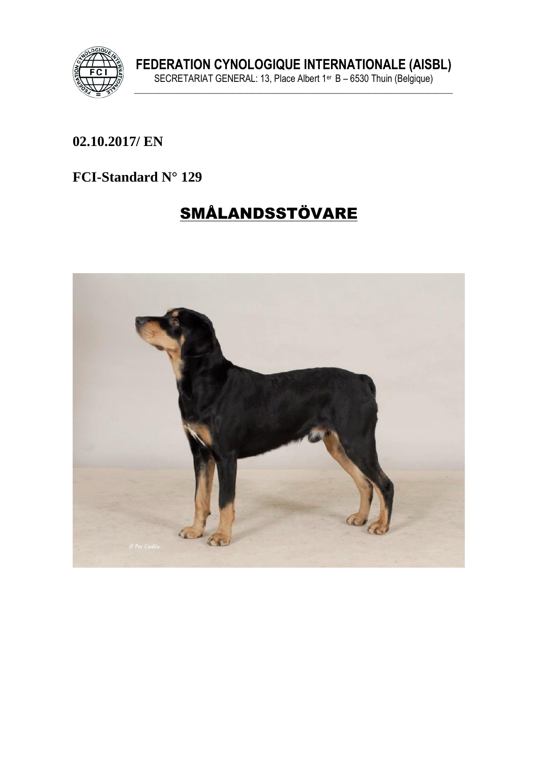**FEDERATION CYNOLOGIQUE INTERNATIONALE (AISBL)**
SECRETARIAT GENERAL: 13, Place Albert 1er B – 6530 Thuin (Belgique)

**02.10.2017/ EN**

**FCI-Standard N° 129**

# SMÅLANDSSTÖVARE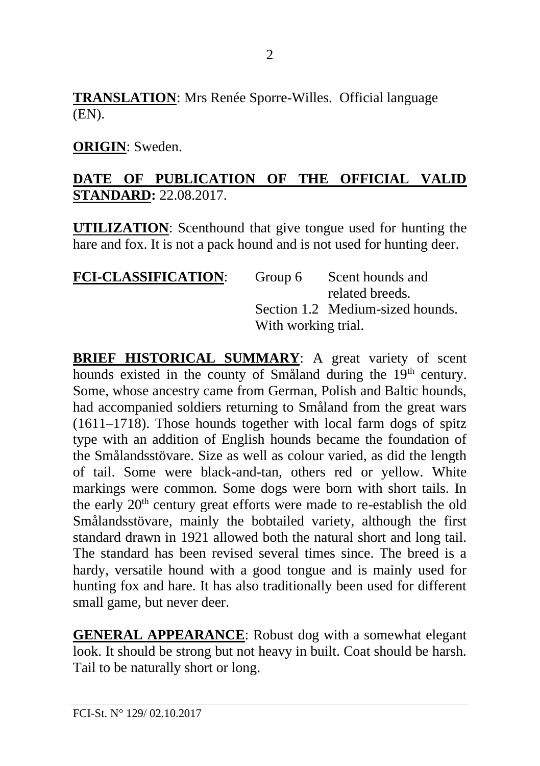**TRANSLATION**: Mrs Renée Sporre-Willes. Official language (EN).

**ORIGIN**: Sweden.

**DATE OF PUBLICATION OF THE OFFICIAL VALID STANDARD:** 22.08.2017.

**UTILIZATION**: Scenthound that give tongue used for hunting the hare and fox. It is not a pack hound and is not used for hunting deer.

**FCI-CLASSIFICATION**: Group 6 Scent hounds and related breeds.
Section 1.2 Medium-sized hounds.
With working trial.

**BRIEF HISTORICAL SUMMARY**: A great variety of scent hounds existed in the county of Småland during the 19th century. Some, whose ancestry came from German, Polish and Baltic hounds, had accompanied soldiers returning to Småland from the great wars (1611–1718). Those hounds together with local farm dogs of spitz type with an addition of English hounds became the foundation of the Smålandsstövare. Size as well as colour varied, as did the length of tail. Some were black-and-tan, others red or yellow. White markings were common. Some dogs were born with short tails. In the early 20th century great efforts were made to re-establish the old Smålandsstövare, mainly the bobtailed variety, although the first standard drawn in 1921 allowed both the natural short and long tail. The standard has been revised several times since. The breed is a hardy, versatile hound with a good tongue and is mainly used for hunting fox and hare. It has also traditionally been used for different small game, but never deer.

**GENERAL APPEARANCE**: Robust dog with a somewhat elegant look. It should be strong but not heavy in built. Coat should be harsh. Tail to be naturally short or long.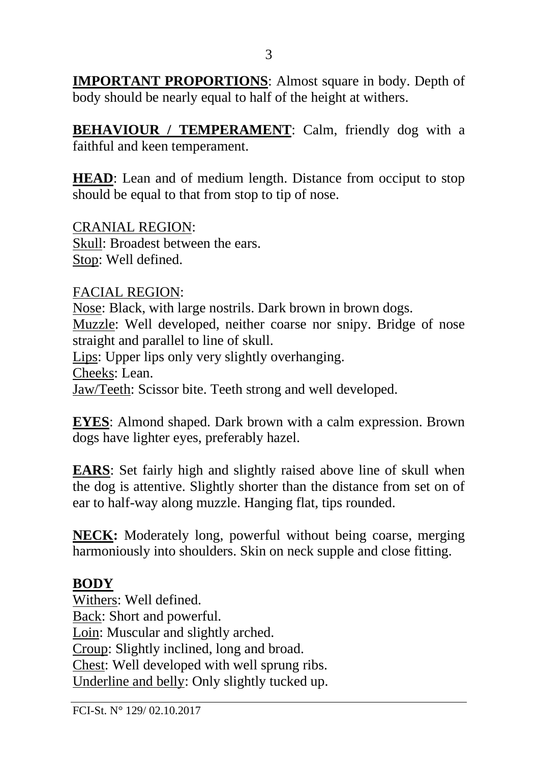**IMPORTANT PROPORTIONS**: Almost square in body. Depth of body should be nearly equal to half of the height at withers.

**BEHAVIOUR / TEMPERAMENT**: Calm, friendly dog with a faithful and keen temperament.

**HEAD**: Lean and of medium length. Distance from occiput to stop should be equal to that from stop to tip of nose.

CRANIAL REGION:
Skull: Broadest between the ears.
Stop: Well defined.

FACIAL REGION:
Nose: Black, with large nostrils. Dark brown in brown dogs.
Muzzle: Well developed, neither coarse nor snipy. Bridge of nose straight and parallel to line of skull.
Lips: Upper lips only very slightly overhanging.
Cheeks: Lean.
Jaw/Teeth: Scissor bite. Teeth strong and well developed.

**EYES**: Almond shaped. Dark brown with a calm expression. Brown dogs have lighter eyes, preferably hazel.

**EARS**: Set fairly high and slightly raised above line of skull when the dog is attentive. Slightly shorter than the distance from set on of ear to half-way along muzzle. Hanging flat, tips rounded.

**NECK:** Moderately long, powerful without being coarse, merging harmoniously into shoulders. Skin on neck supple and close fitting.

**BODY**
Withers: Well defined.
Back: Short and powerful.
Loin: Muscular and slightly arched.
Croup: Slightly inclined, long and broad.
Chest: Well developed with well sprung ribs.
Underline and belly: Only slightly tucked up.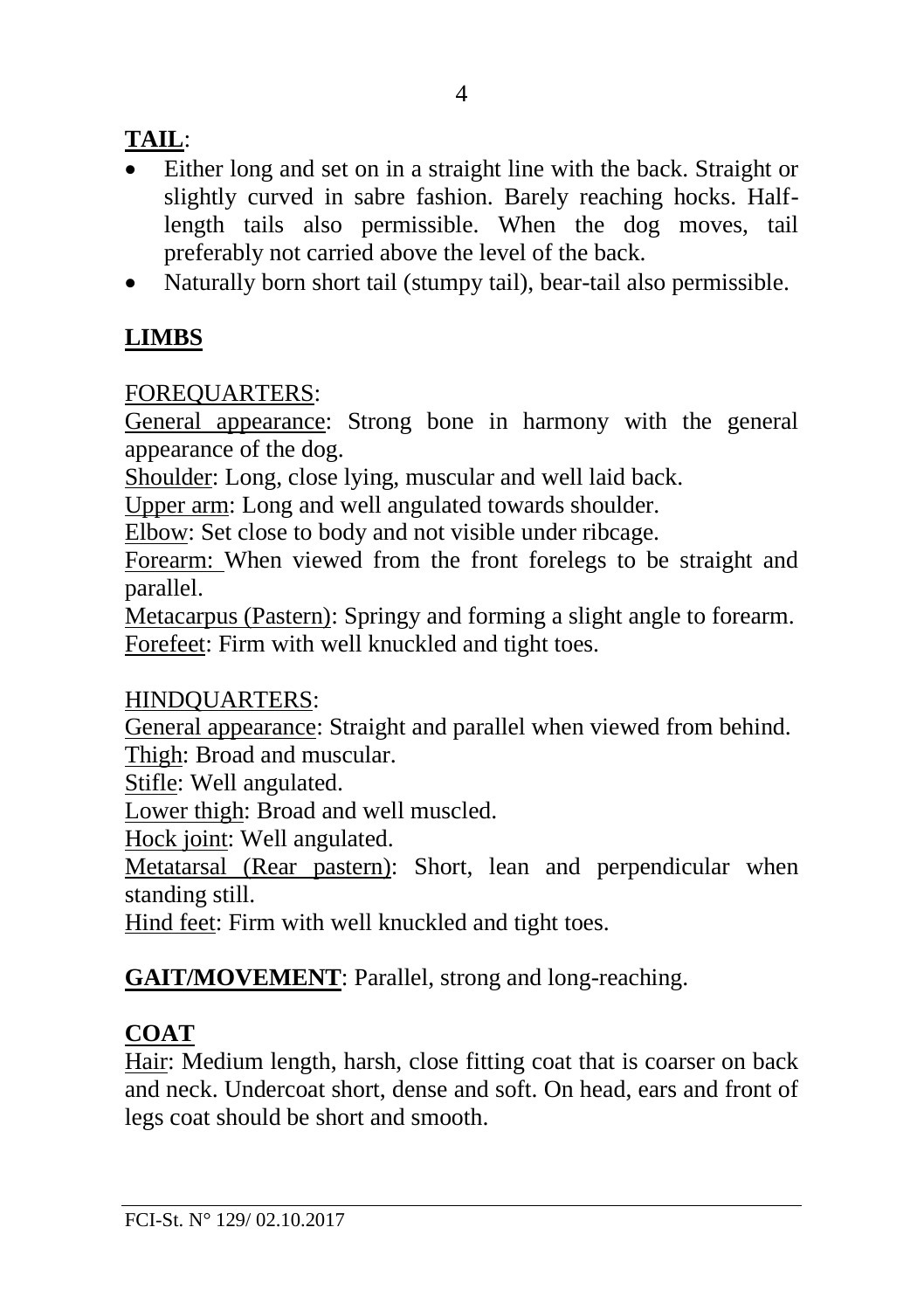**TAIL**:

- Either long and set on in a straight line with the back. Straight or slightly curved in sabre fashion. Barely reaching hocks. Half-length tails also permissible. When the dog moves, tail preferably not carried above the level of the back.
- Naturally born short tail (stumpy tail), bear-tail also permissible.

**LIMBS**

FOREQUARTERS:

General appearance: Strong bone in harmony with the general appearance of the dog.
Shoulder: Long, close lying, muscular and well laid back.
Upper arm: Long and well angulated towards shoulder.
Elbow: Set close to body and not visible under ribcage.
Forearm: When viewed from the front forelegs to be straight and parallel.
Metacarpus (Pastern): Springy and forming a slight angle to forearm.
Forefeet: Firm with well knuckled and tight toes.

HINDQUARTERS:

General appearance: Straight and parallel when viewed from behind.
Thigh: Broad and muscular.
Stifle: Well angulated.
Lower thigh: Broad and well muscled.
Hock joint: Well angulated.
Metatarsal (Rear pastern): Short, lean and perpendicular when standing still.
Hind feet: Firm with well knuckled and tight toes.

**GAIT/MOVEMENT**: Parallel, strong and long-reaching.

**COAT**

Hair: Medium length, harsh, close fitting coat that is coarser on back and neck. Undercoat short, dense and soft. On head, ears and front of legs coat should be short and smooth.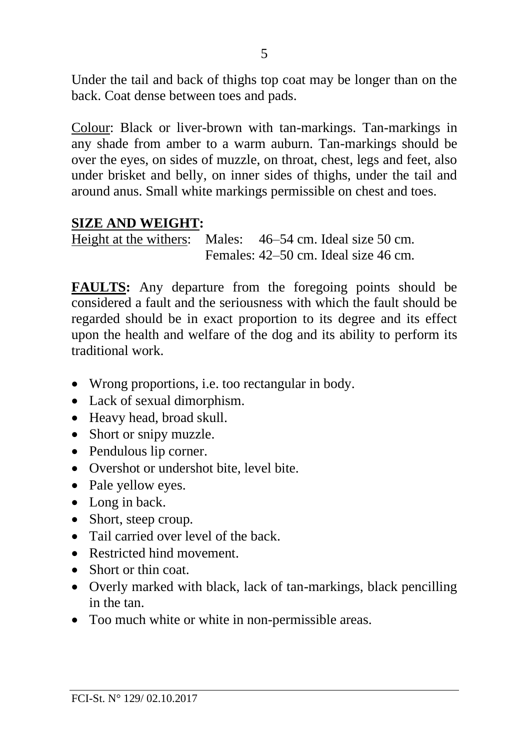Under the tail and back of thighs top coat may be longer than on the back. Coat dense between toes and pads.

Colour: Black or liver-brown with tan-markings. Tan-markings in any shade from amber to a warm auburn. Tan-markings should be over the eyes, on sides of muzzle, on throat, chest, legs and feet, also under brisket and belly, on inner sides of thighs, under the tail and around anus. Small white markings permissible on chest and toes.

## SIZE AND WEIGHT:

Height at the withers: Males: 46–54 cm. Ideal size 50 cm.
Females: 42–50 cm. Ideal size 46 cm.

**FAULTS:** Any departure from the foregoing points should be considered a fault and the seriousness with which the fault should be regarded should be in exact proportion to its degree and its effect upon the health and welfare of the dog and its ability to perform its traditional work.

- Wrong proportions, i.e. too rectangular in body.
- Lack of sexual dimorphism.
- Heavy head, broad skull.
- Short or snipy muzzle.
- Pendulous lip corner.
- Overshot or undershot bite, level bite.
- Pale yellow eyes.
- Long in back.
- Short, steep croup.
- Tail carried over level of the back.
- Restricted hind movement.
- Short or thin coat.
- Overly marked with black, lack of tan-markings, black pencilling in the tan.
- Too much white or white in non-permissible areas.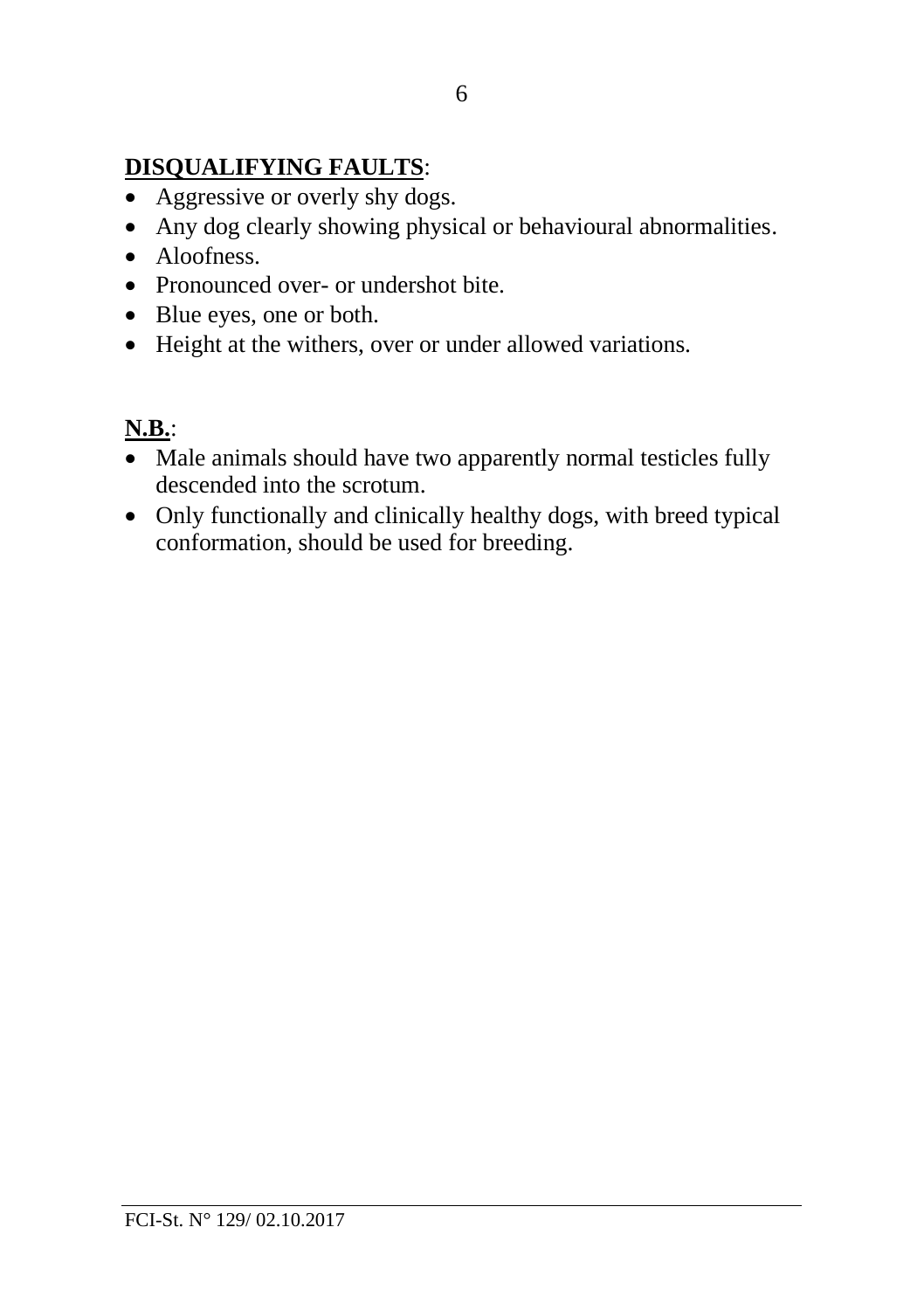**<u>DISQUALIFYING FAULTS</u>**:

- Aggressive or overly shy dogs.
- Any dog clearly showing physical or behavioural abnormalities.
- Aloofness.
- Pronounced over- or undershot bite.
- Blue eyes, one or both.
- Height at the withers, over or under allowed variations.

**<u>N.B.</u>**:

- Male animals should have two apparently normal testicles fully descended into the scrotum.
- Only functionally and clinically healthy dogs, with breed typical conformation, should be used for breeding.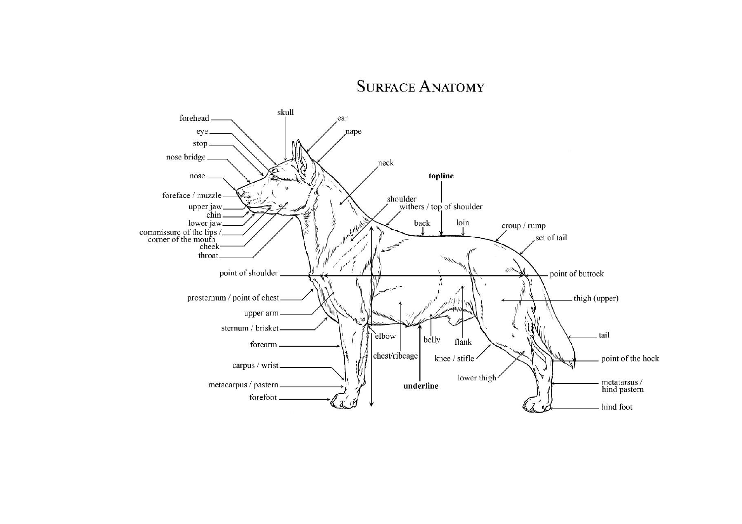# Surface Anatomy

forehead
eye
stop
nose bridge
nose
foreface / muzzle
upper jaw
chin
lower jaw
commissure of the lips / corner of the mouth
cheek
throat
skull
ear
nape
neck
topline
shoulder
withers / top of shoulder
back
loin
croup / rump
set of tail
point of shoulder
point of buttock
prosternum / point of chest
thigh (upper)
upper arm
sternum / brisket
elbow
belly
flank
tail
forearm
chest/ribcage
knee / stifle
point of the hock
carpus / wrist
lower thigh
metacarpus / pastern
underline
metatarsus / hind pastern
forefoot
hind foot